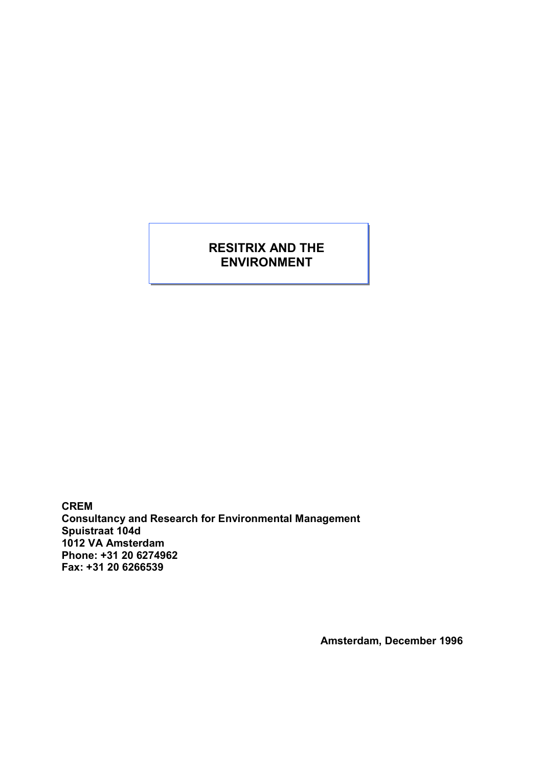# RESITRIX AND THE ENVIRONMENT

**CREM**
**Consultancy and Research for Environmental Management**
**Spuistraat 104d**
**1012 VA Amsterdam**
**Phone: +31 20 6274962**
**Fax: +31 20 6266539**

**Amsterdam, December 1996**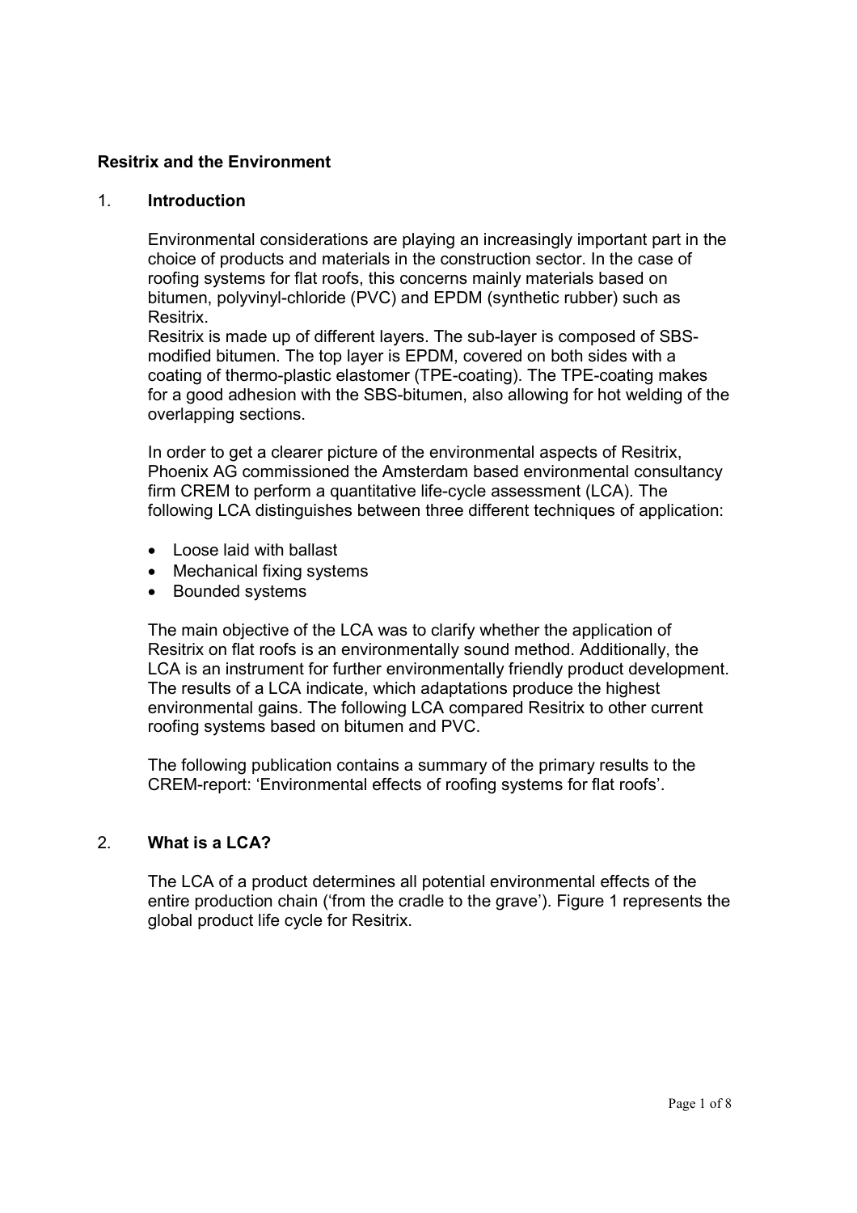**Resitrix and the Environment**

## 1. Introduction

Environmental considerations are playing an increasingly important part in the choice of products and materials in the construction sector. In the case of roofing systems for flat roofs, this concerns mainly materials based on bitumen, polyvinyl-chloride (PVC) and EPDM (synthetic rubber) such as Resitrix.

Resitrix is made up of different layers. The sub-layer is composed of SBS-modified bitumen. The top layer is EPDM, covered on both sides with a coating of thermo-plastic elastomer (TPE-coating). The TPE-coating makes for a good adhesion with the SBS-bitumen, also allowing for hot welding of the overlapping sections.

In order to get a clearer picture of the environmental aspects of Resitrix, Phoenix AG commissioned the Amsterdam based environmental consultancy firm CREM to perform a quantitative life-cycle assessment (LCA). The following LCA distinguishes between three different techniques of application:

- Loose laid with ballast
- Mechanical fixing systems
- Bounded systems

The main objective of the LCA was to clarify whether the application of Resitrix on flat roofs is an environmentally sound method. Additionally, the LCA is an instrument for further environmentally friendly product development. The results of a LCA indicate, which adaptations produce the highest environmental gains. The following LCA compared Resitrix to other current roofing systems based on bitumen and PVC.

The following publication contains a summary of the primary results to the CREM-report: 'Environmental effects of roofing systems for flat roofs'.

## 2. What is a LCA?

The LCA of a product determines all potential environmental effects of the entire production chain ('from the cradle to the grave'). Figure 1 represents the global product life cycle for Resitrix.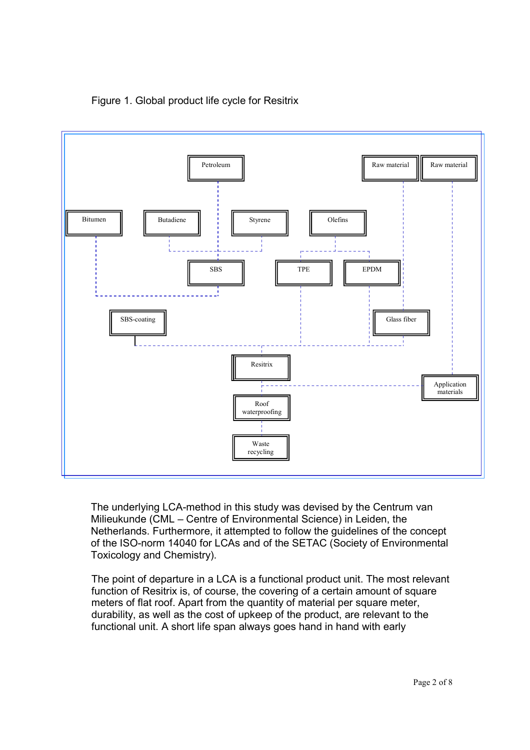Figure 1. Global product life cycle for Resitrix

The underlying LCA-method in this study was devised by the Centrum van Milieukunde (CML – Centre of Environmental Science) in Leiden, the Netherlands. Furthermore, it attempted to follow the guidelines of the concept of the ISO-norm 14040 for LCAs and of the SETAC (Society of Environmental Toxicology and Chemistry).

The point of departure in a LCA is a functional product unit. The most relevant function of Resitrix is, of course, the covering of a certain amount of square meters of flat roof. Apart from the quantity of material per square meter, durability, as well as the cost of upkeep of the product, are relevant to the functional unit. A short life span always goes hand in hand with early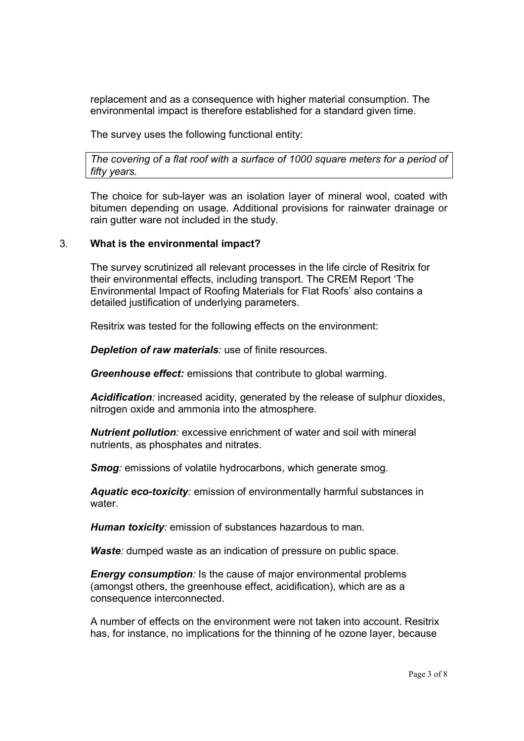replacement and as a consequence with higher material consumption. The environmental impact is therefore established for a standard given time.

The survey uses the following functional entity:

*The covering of a flat roof with a surface of 1000 square meters for a period of fifty years.*

The choice for sub-layer was an isolation layer of mineral wool, coated with bitumen depending on usage. Additional provisions for rainwater drainage or rain gutter ware not included in the study.

## 3. What is the environmental impact?

The survey scrutinized all relevant processes in the life circle of Resitrix for their environmental effects, including transport. The CREM Report 'The Environmental Impact of Roofing Materials for Flat Roofs' also contains a detailed justification of underlying parameters.

Resitrix was tested for the following effects on the environment:

***Depletion of raw materials****:* use of finite resources.

***Greenhouse effect:*** emissions that contribute to global warming.

***Acidification****:* increased acidity, generated by the release of sulphur dioxides, nitrogen oxide and ammonia into the atmosphere.

***Nutrient pollution****:* excessive enrichment of water and soil with mineral nutrients, as phosphates and nitrates.

***Smog****:* emissions of volatile hydrocarbons, which generate smog.

***Aquatic eco-toxicity****:* emission of environmentally harmful substances in water.

***Human toxicity****:* emission of substances hazardous to man.

***Waste****:* dumped waste as an indication of pressure on public space.

***Energy consumption****:* Is the cause of major environmental problems (amongst others, the greenhouse effect, acidification), which are as a consequence interconnected.

A number of effects on the environment were not taken into account. Resitrix has, for instance, no implications for the thinning of he ozone layer, because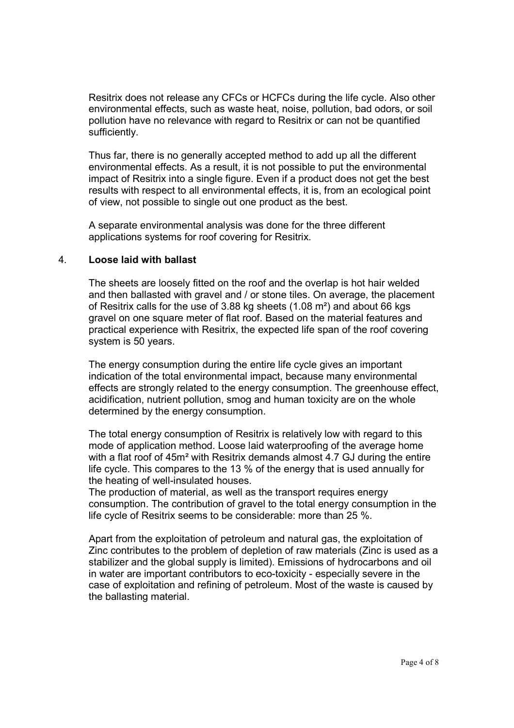Resitrix does not release any CFCs or HCFCs during the life cycle. Also other environmental effects, such as waste heat, noise, pollution, bad odors, or soil pollution have no relevance with regard to Resitrix or can not be quantified sufficiently.

Thus far, there is no generally accepted method to add up all the different environmental effects. As a result, it is not possible to put the environmental impact of Resitrix into a single figure. Even if a product does not get the best results with respect to all environmental effects, it is, from an ecological point of view, not possible to single out one product as the best.

A separate environmental analysis was done for the three different applications systems for roof covering for Resitrix.

## 4. **Loose laid with ballast**

The sheets are loosely fitted on the roof and the overlap is hot hair welded and then ballasted with gravel and / or stone tiles. On average, the placement of Resitrix calls for the use of 3.88 kg sheets (1.08 m²) and about 66 kgs gravel on one square meter of flat roof. Based on the material features and practical experience with Resitrix, the expected life span of the roof covering system is 50 years.

The energy consumption during the entire life cycle gives an important indication of the total environmental impact, because many environmental effects are strongly related to the energy consumption. The greenhouse effect, acidification, nutrient pollution, smog and human toxicity are on the whole determined by the energy consumption.

The total energy consumption of Resitrix is relatively low with regard to this mode of application method. Loose laid waterproofing of the average home with a flat roof of 45m² with Resitrix demands almost 4.7 GJ during the entire life cycle. This compares to the 13 % of the energy that is used annually for the heating of well-insulated houses.
The production of material, as well as the transport requires energy consumption. The contribution of gravel to the total energy consumption in the life cycle of Resitrix seems to be considerable: more than 25 %.

Apart from the exploitation of petroleum and natural gas, the exploitation of Zinc contributes to the problem of depletion of raw materials (Zinc is used as a stabilizer and the global supply is limited). Emissions of hydrocarbons and oil in water are important contributors to eco-toxicity - especially severe in the case of exploitation and refining of petroleum. Most of the waste is caused by the ballasting material.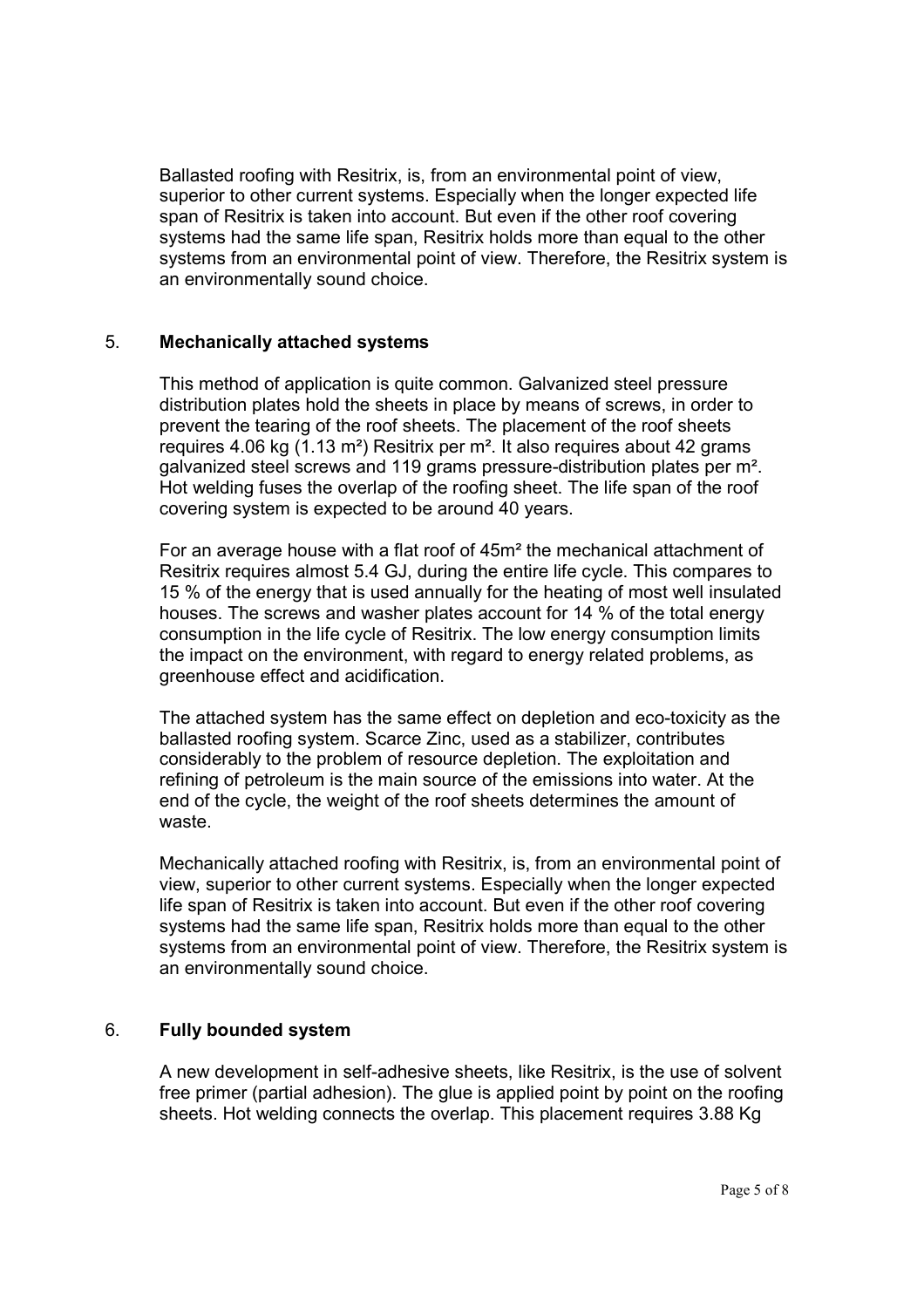Ballasted roofing with Resitrix, is, from an environmental point of view, superior to other current systems. Especially when the longer expected life span of Resitrix is taken into account. But even if the other roof covering systems had the same life span, Resitrix holds more than equal to the other systems from an environmental point of view. Therefore, the Resitrix system is an environmentally sound choice.

## 5. **Mechanically attached systems**

This method of application is quite common. Galvanized steel pressure distribution plates hold the sheets in place by means of screws, in order to prevent the tearing of the roof sheets. The placement of the roof sheets requires 4.06 kg (1.13 m²) Resitrix per m². It also requires about 42 grams galvanized steel screws and 119 grams pressure-distribution plates per m². Hot welding fuses the overlap of the roofing sheet. The life span of the roof covering system is expected to be around 40 years.

For an average house with a flat roof of 45m² the mechanical attachment of Resitrix requires almost 5.4 GJ, during the entire life cycle. This compares to 15 % of the energy that is used annually for the heating of most well insulated houses. The screws and washer plates account for 14 % of the total energy consumption in the life cycle of Resitrix. The low energy consumption limits the impact on the environment, with regard to energy related problems, as greenhouse effect and acidification.

The attached system has the same effect on depletion and eco-toxicity as the ballasted roofing system. Scarce Zinc, used as a stabilizer, contributes considerably to the problem of resource depletion. The exploitation and refining of petroleum is the main source of the emissions into water. At the end of the cycle, the weight of the roof sheets determines the amount of waste.

Mechanically attached roofing with Resitrix, is, from an environmental point of view, superior to other current systems. Especially when the longer expected life span of Resitrix is taken into account. But even if the other roof covering systems had the same life span, Resitrix holds more than equal to the other systems from an environmental point of view. Therefore, the Resitrix system is an environmentally sound choice.

## 6. **Fully bounded system**

A new development in self-adhesive sheets, like Resitrix, is the use of solvent free primer (partial adhesion). The glue is applied point by point on the roofing sheets. Hot welding connects the overlap. This placement requires 3.88 Kg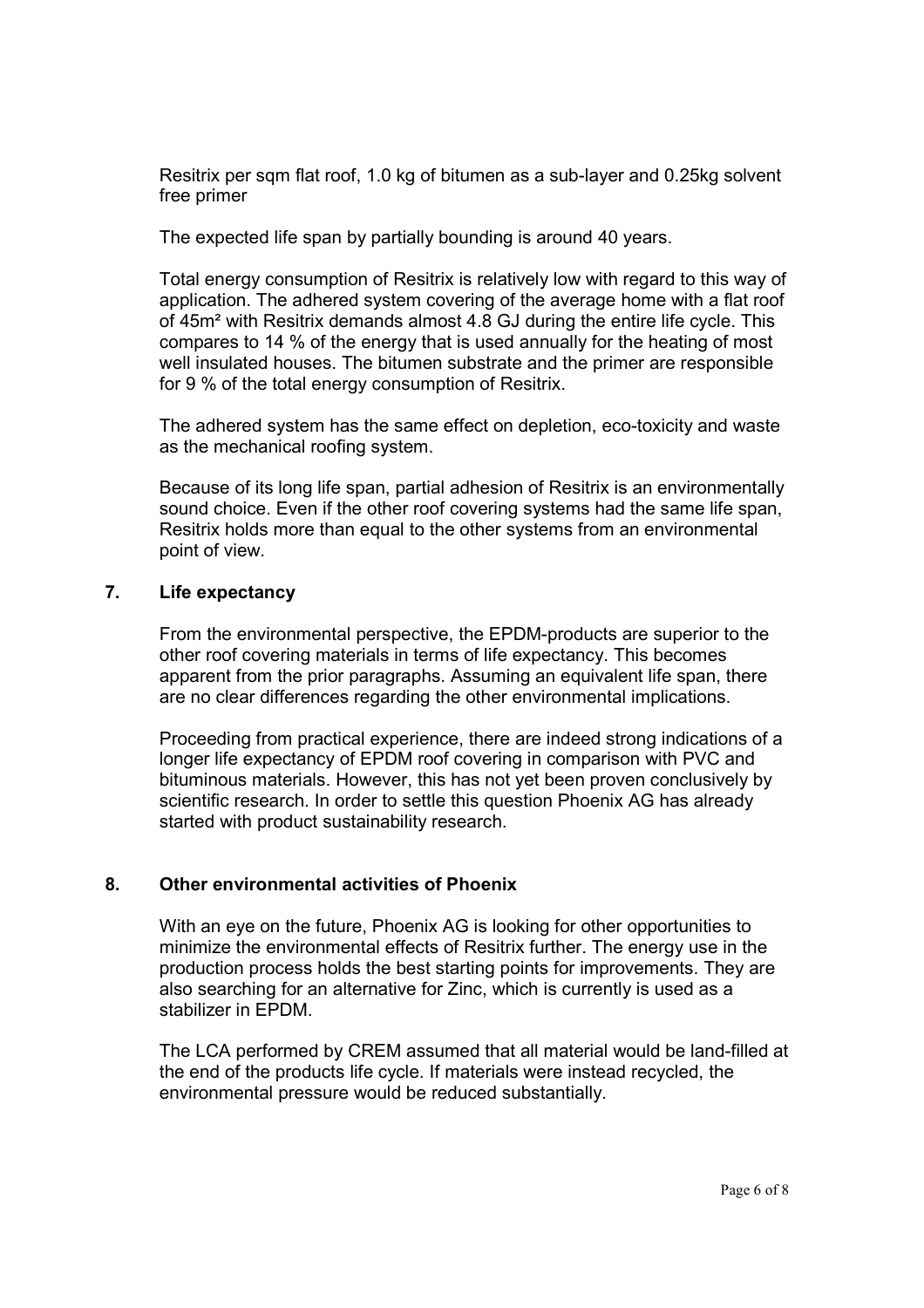Resitrix per sqm flat roof, 1.0 kg of bitumen as a sub-layer and 0.25kg solvent free primer

The expected life span by partially bounding is around 40 years.

Total energy consumption of Resitrix is relatively low with regard to this way of application. The adhered system covering of the average home with a flat roof of 45m² with Resitrix demands almost 4.8 GJ during the entire life cycle. This compares to 14 % of the energy that is used annually for the heating of most well insulated houses. The bitumen substrate and the primer are responsible for 9 % of the total energy consumption of Resitrix.

The adhered system has the same effect on depletion, eco-toxicity and waste as the mechanical roofing system.

Because of its long life span, partial adhesion of Resitrix is an environmentally sound choice. Even if the other roof covering systems had the same life span, Resitrix holds more than equal to the other systems from an environmental point of view.

## 7. Life expectancy

From the environmental perspective, the EPDM-products are superior to the other roof covering materials in terms of life expectancy. This becomes apparent from the prior paragraphs. Assuming an equivalent life span, there are no clear differences regarding the other environmental implications.

Proceeding from practical experience, there are indeed strong indications of a longer life expectancy of EPDM roof covering in comparison with PVC and bituminous materials. However, this has not yet been proven conclusively by scientific research. In order to settle this question Phoenix AG has already started with product sustainability research.

## 8. Other environmental activities of Phoenix

With an eye on the future, Phoenix AG is looking for other opportunities to minimize the environmental effects of Resitrix further. The energy use in the production process holds the best starting points for improvements. They are also searching for an alternative for Zinc, which is currently is used as a stabilizer in EPDM.

The LCA performed by CREM assumed that all material would be land-filled at the end of the products life cycle. If materials were instead recycled, the environmental pressure would be reduced substantially.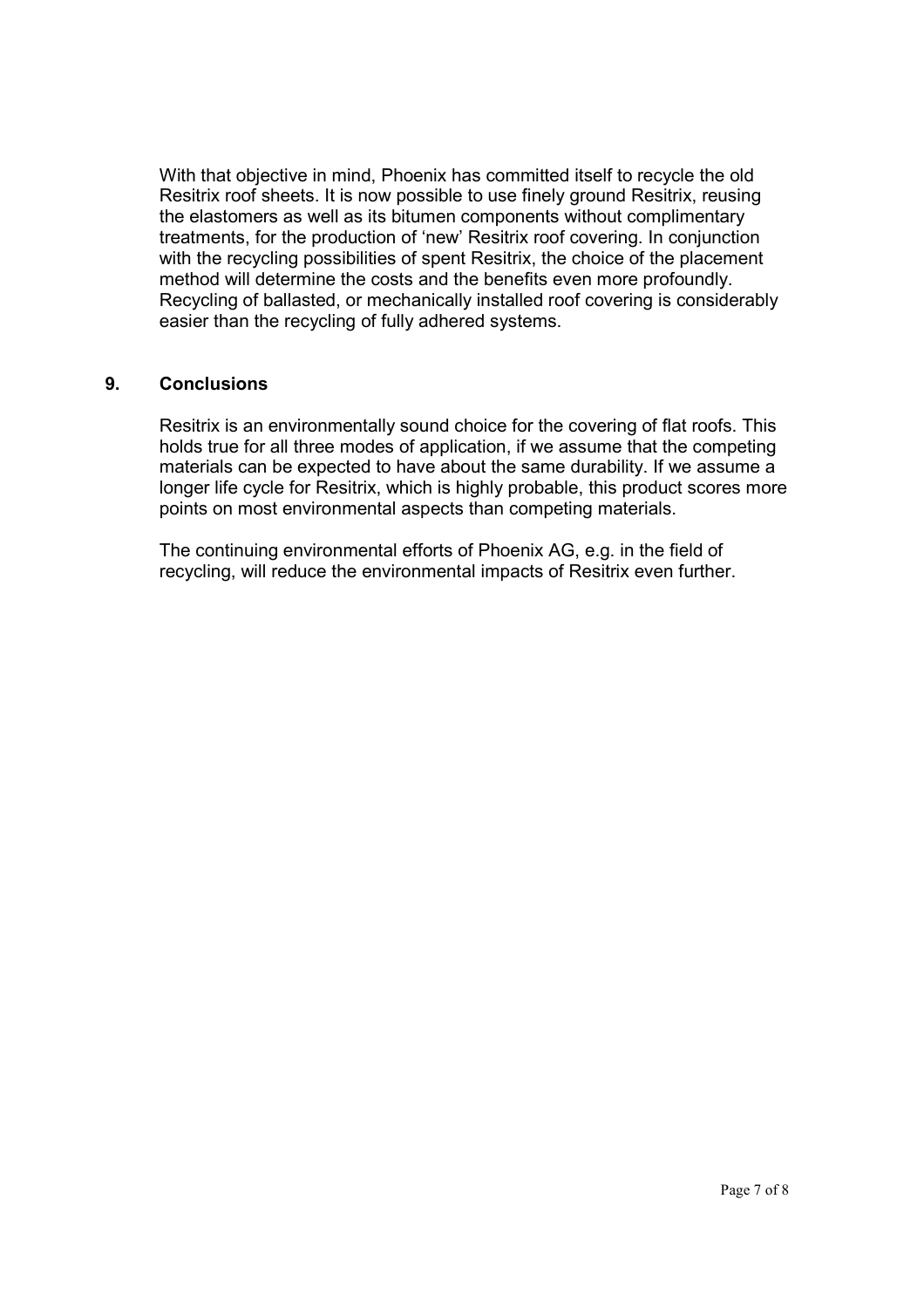With that objective in mind, Phoenix has committed itself to recycle the old Resitrix roof sheets. It is now possible to use finely ground Resitrix, reusing the elastomers as well as its bitumen components without complimentary treatments, for the production of 'new' Resitrix roof covering. In conjunction with the recycling possibilities of spent Resitrix, the choice of the placement method will determine the costs and the benefits even more profoundly. Recycling of ballasted, or mechanically installed roof covering is considerably easier than the recycling of fully adhered systems.

## 9. Conclusions

Resitrix is an environmentally sound choice for the covering of flat roofs. This holds true for all three modes of application, if we assume that the competing materials can be expected to have about the same durability. If we assume a longer life cycle for Resitrix, which is highly probable, this product scores more points on most environmental aspects than competing materials.

The continuing environmental efforts of Phoenix AG, e.g. in the field of recycling, will reduce the environmental impacts of Resitrix even further.